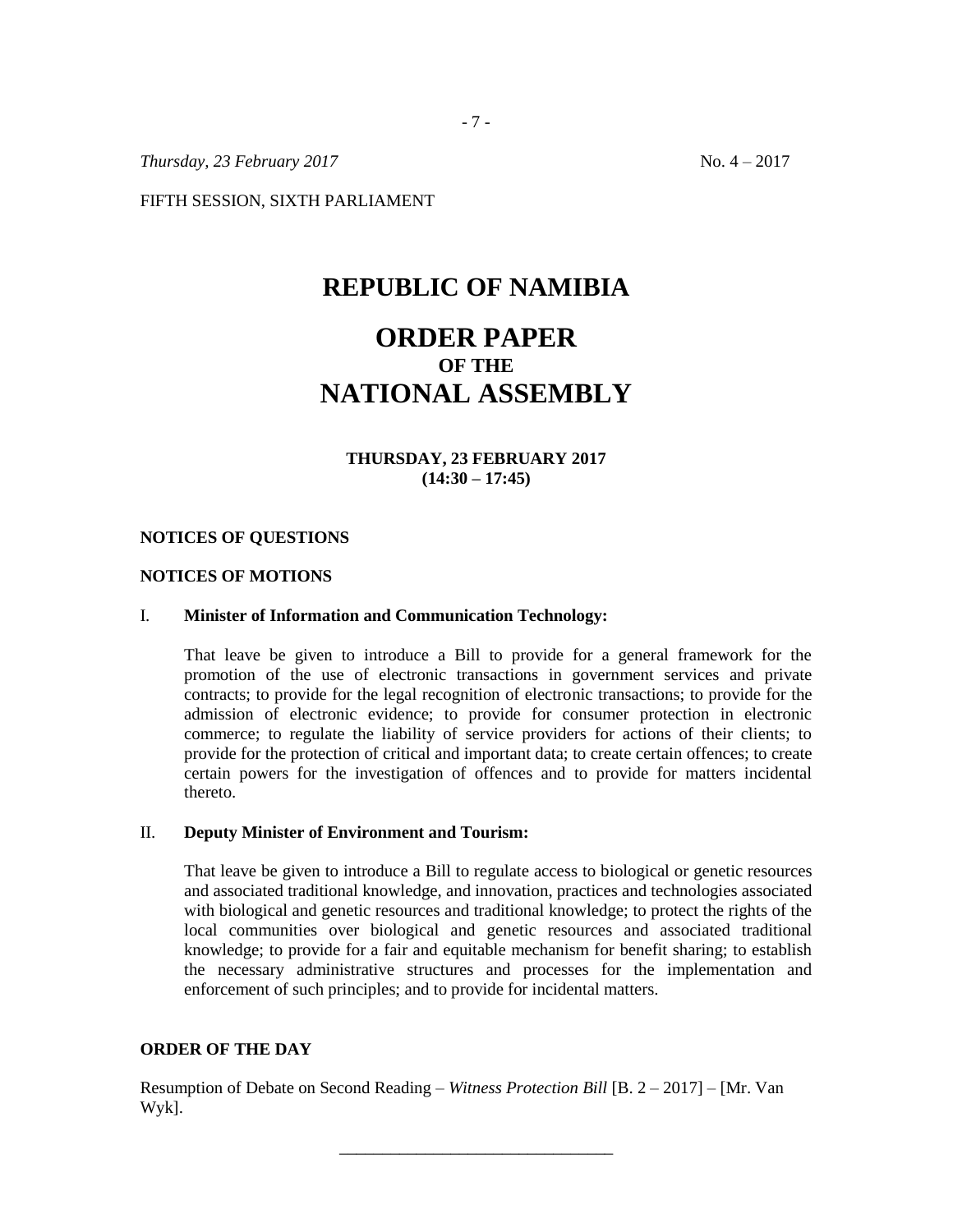*Thursday, 23 February 2017* No. 4 – 2017

FIFTH SESSION, SIXTH PARLIAMENT

# REPUBLIC OF NAMIBIA

# ORDER PAPER
## OF THE
# NATIONAL ASSEMBLY

**THURSDAY, 23 FEBRUARY 2017**
**(14:30 – 17:45)**

**NOTICES OF QUESTIONS**

**NOTICES OF MOTIONS**

I. **Minister of Information and Communication Technology:**

That leave be given to introduce a Bill to provide for a general framework for the promotion of the use of electronic transactions in government services and private contracts; to provide for the legal recognition of electronic transactions; to provide for the admission of electronic evidence; to provide for consumer protection in electronic commerce; to regulate the liability of service providers for actions of their clients; to provide for the protection of critical and important data; to create certain offences; to create certain powers for the investigation of offences and to provide for matters incidental thereto.

II. **Deputy Minister of Environment and Tourism:**

That leave be given to introduce a Bill to regulate access to biological or genetic resources and associated traditional knowledge, and innovation, practices and technologies associated with biological and genetic resources and traditional knowledge; to protect the rights of the local communities over biological and genetic resources and associated traditional knowledge; to provide for a fair and equitable mechanism for benefit sharing; to establish the necessary administrative structures and processes for the implementation and enforcement of such principles; and to provide for incidental matters.

**ORDER OF THE DAY**

Resumption of Debate on Second Reading – *Witness Protection Bill* [B. 2 – 2017] – [Mr. Van Wyk].

---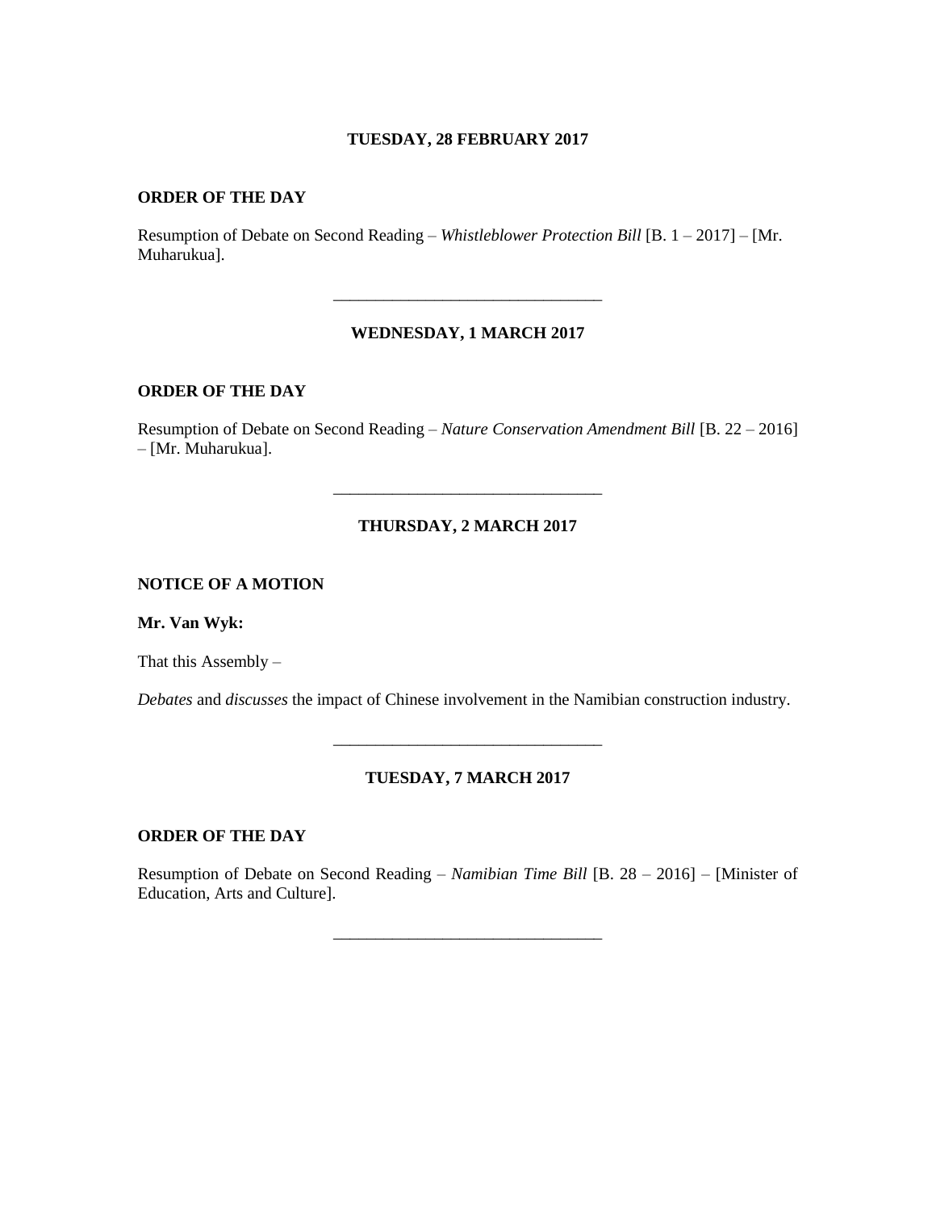**TUESDAY, 28 FEBRUARY 2017**

**ORDER OF THE DAY**

Resumption of Debate on Second Reading – *Whistleblower Protection Bill* [B. 1 – 2017] – [Mr. Muharukua].

---

**WEDNESDAY, 1 MARCH 2017**

**ORDER OF THE DAY**

Resumption of Debate on Second Reading – *Nature Conservation Amendment Bill* [B. 22 – 2016] – [Mr. Muharukua].

---

**THURSDAY, 2 MARCH 2017**

**NOTICE OF A MOTION**

**Mr. Van Wyk:**

That this Assembly –

*Debates* and *discusses* the impact of Chinese involvement in the Namibian construction industry.

---

**TUESDAY, 7 MARCH 2017**

**ORDER OF THE DAY**

Resumption of Debate on Second Reading – *Namibian Time Bill* [B. 28 – 2016] – [Minister of Education, Arts and Culture].

---